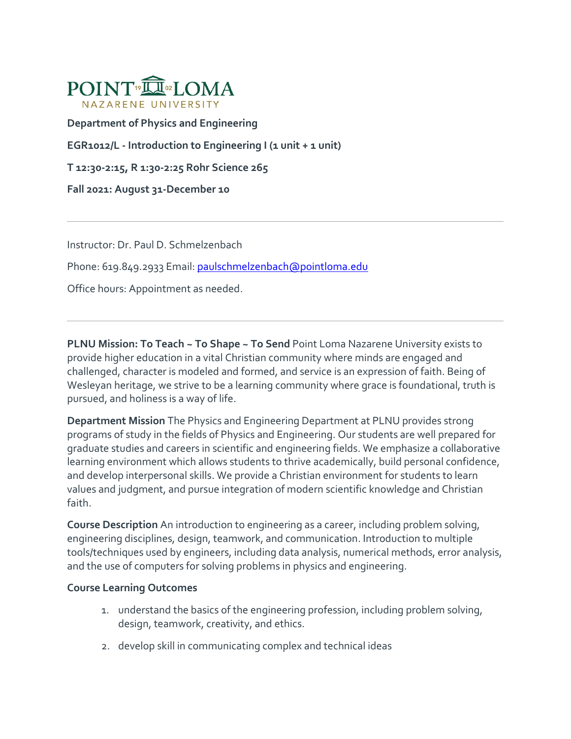**Department of Physics and Engineering**

**EGR1012/L - Introduction to Engineering I (1 unit + 1 unit)**

**T 12:30-2:15, R 1:30-2:25 Rohr Science 265**

**Fall 2021: August 31-December 10**

---

Instructor: Dr. Paul D. Schmelzenbach

Phone: 619.849.2933 Email: paulschmelzenbach@pointloma.edu

Office hours: Appointment as needed.

---

**PLNU Mission: To Teach ~ To Shape ~ To Send** Point Loma Nazarene University exists to provide higher education in a vital Christian community where minds are engaged and challenged, character is modeled and formed, and service is an expression of faith. Being of Wesleyan heritage, we strive to be a learning community where grace is foundational, truth is pursued, and holiness is a way of life.

**Department Mission** The Physics and Engineering Department at PLNU provides strong programs of study in the fields of Physics and Engineering. Our students are well prepared for graduate studies and careers in scientific and engineering fields. We emphasize a collaborative learning environment which allows students to thrive academically, build personal confidence, and develop interpersonal skills. We provide a Christian environment for students to learn values and judgment, and pursue integration of modern scientific knowledge and Christian faith.

**Course Description** An introduction to engineering as a career, including problem solving, engineering disciplines, design, teamwork, and communication. Introduction to multiple tools/techniques used by engineers, including data analysis, numerical methods, error analysis, and the use of computers for solving problems in physics and engineering.

**Course Learning Outcomes**

1. understand the basics of the engineering profession, including problem solving, design, teamwork, creativity, and ethics.
2. develop skill in communicating complex and technical ideas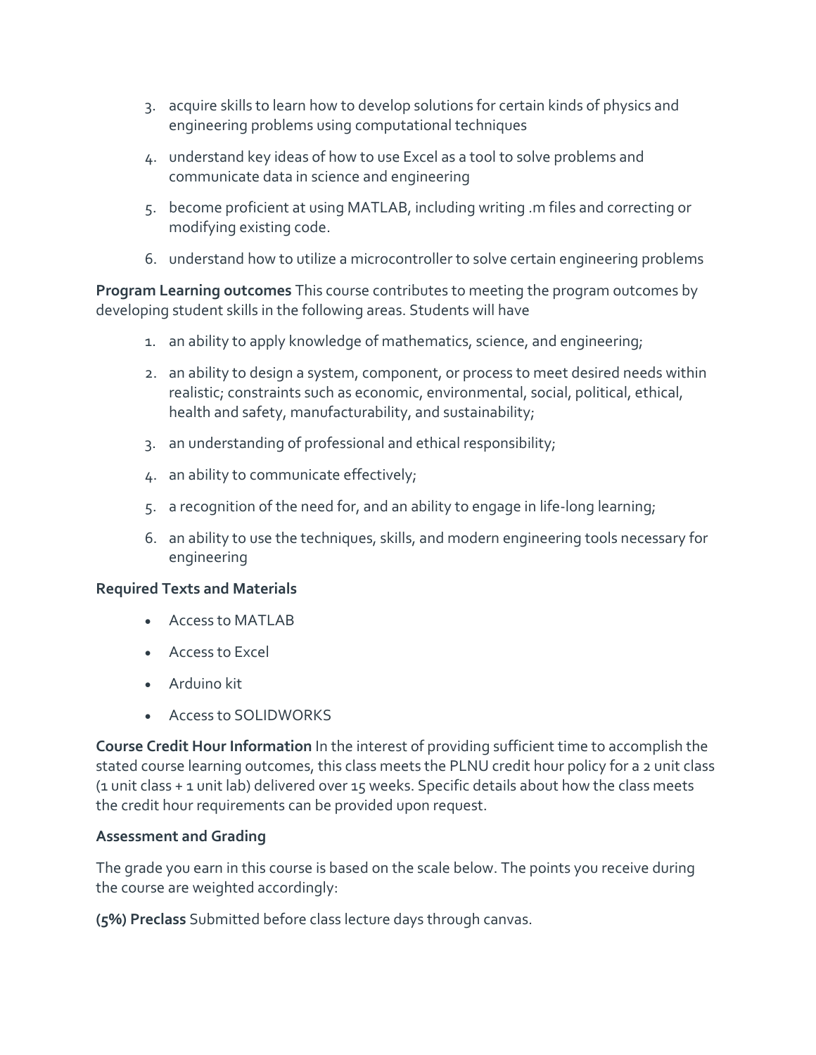3. acquire skills to learn how to develop solutions for certain kinds of physics and engineering problems using computational techniques
4. understand key ideas of how to use Excel as a tool to solve problems and communicate data in science and engineering
5. become proficient at using MATLAB, including writing .m files and correcting or modifying existing code.
6. understand how to utilize a microcontroller to solve certain engineering problems

**Program Learning outcomes** This course contributes to meeting the program outcomes by developing student skills in the following areas. Students will have

1. an ability to apply knowledge of mathematics, science, and engineering;
2. an ability to design a system, component, or process to meet desired needs within realistic; constraints such as economic, environmental, social, political, ethical, health and safety, manufacturability, and sustainability;
3. an understanding of professional and ethical responsibility;
4. an ability to communicate effectively;
5. a recognition of the need for, and an ability to engage in life-long learning;
6. an ability to use the techniques, skills, and modern engineering tools necessary for engineering

**Required Texts and Materials**

- Access to MATLAB
- Access to Excel
- Arduino kit
- Access to SOLIDWORKS

**Course Credit Hour Information** In the interest of providing sufficient time to accomplish the stated course learning outcomes, this class meets the PLNU credit hour policy for a 2 unit class (1 unit class + 1 unit lab) delivered over 15 weeks. Specific details about how the class meets the credit hour requirements can be provided upon request.

**Assessment and Grading**

The grade you earn in this course is based on the scale below. The points you receive during the course are weighted accordingly:

**(5%) Preclass** Submitted before class lecture days through canvas.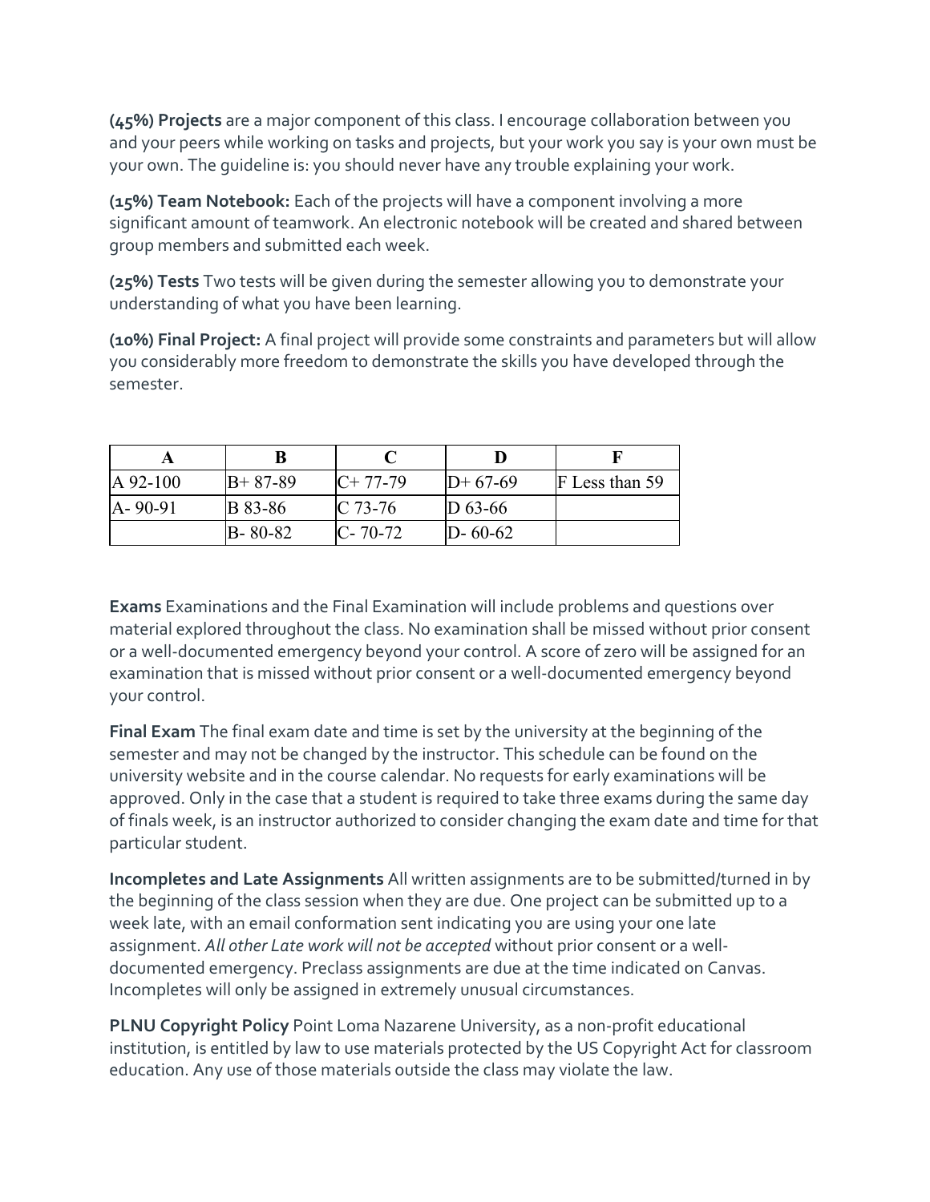**(45%) Projects** are a major component of this class. I encourage collaboration between you and your peers while working on tasks and projects, but your work you say is your own must be your own. The guideline is: you should never have any trouble explaining your work.

**(15%) Team Notebook:** Each of the projects will have a component involving a more significant amount of teamwork. An electronic notebook will be created and shared between group members and submitted each week.

**(25%) Tests** Two tests will be given during the semester allowing you to demonstrate your understanding of what you have been learning.

**(10%) Final Project:** A final project will provide some constraints and parameters but will allow you considerably more freedom to demonstrate the skills you have developed through the semester.

| A | B | C | D | F |
|---|---|---|---|---|
| A 92-100 | B+ 87-89 | C+ 77-79 | D+ 67-69 | F Less than 59 |
| A- 90-91 | B 83-86 | C 73-76 | D 63-66 | |
| | B- 80-82 | C- 70-72 | D- 60-62 | |

**Exams** Examinations and the Final Examination will include problems and questions over material explored throughout the class. No examination shall be missed without prior consent or a well-documented emergency beyond your control. A score of zero will be assigned for an examination that is missed without prior consent or a well-documented emergency beyond your control.

**Final Exam** The final exam date and time is set by the university at the beginning of the semester and may not be changed by the instructor. This schedule can be found on the university website and in the course calendar. No requests for early examinations will be approved. Only in the case that a student is required to take three exams during the same day of finals week, is an instructor authorized to consider changing the exam date and time for that particular student.

**Incompletes and Late Assignments** All written assignments are to be submitted/turned in by the beginning of the class session when they are due. One project can be submitted up to a week late, with an email conformation sent indicating you are using your one late assignment. *All other Late work will not be accepted* without prior consent or a well-documented emergency. Preclass assignments are due at the time indicated on Canvas. Incompletes will only be assigned in extremely unusual circumstances.

**PLNU Copyright Policy** Point Loma Nazarene University, as a non-profit educational institution, is entitled by law to use materials protected by the US Copyright Act for classroom education. Any use of those materials outside the class may violate the law.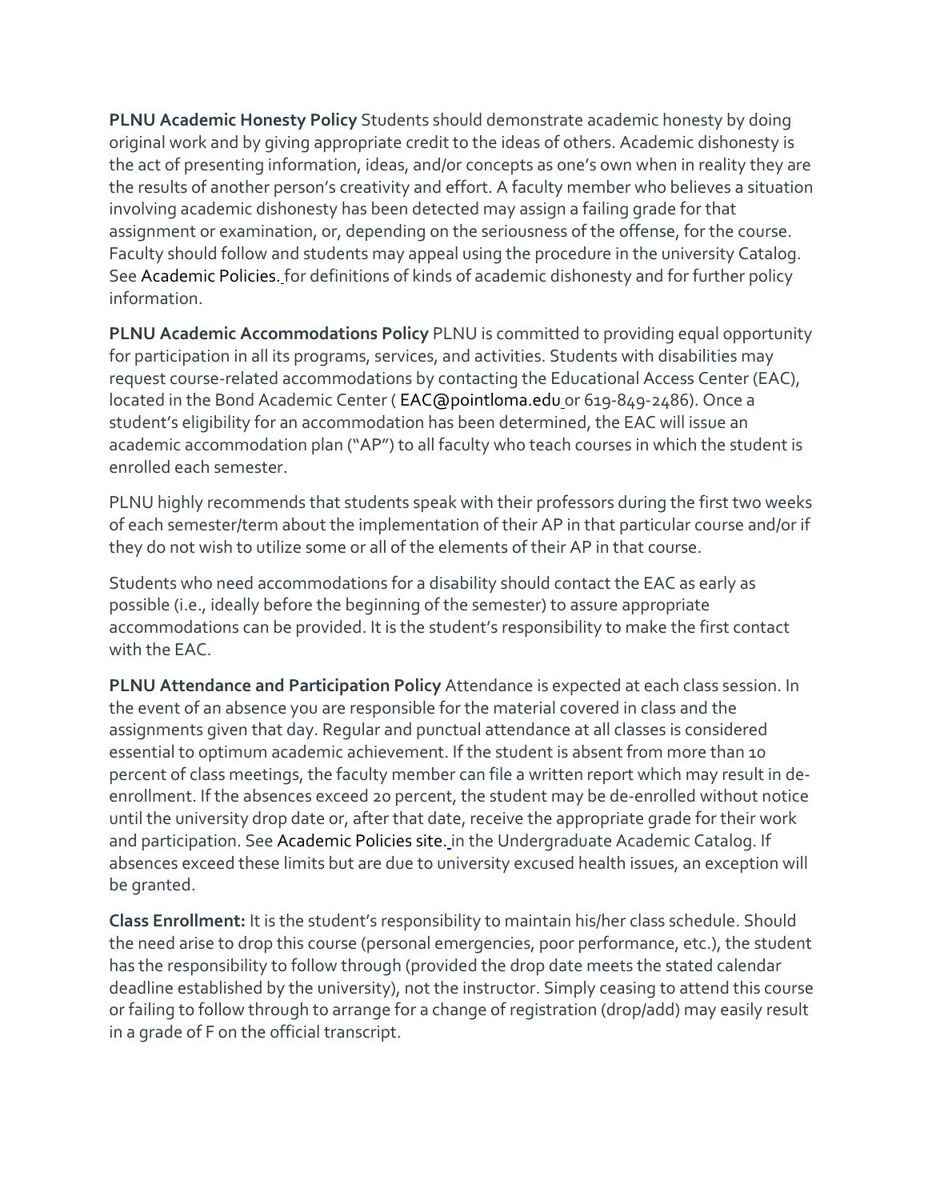**PLNU Academic Honesty Policy** Students should demonstrate academic honesty by doing original work and by giving appropriate credit to the ideas of others. Academic dishonesty is the act of presenting information, ideas, and/or concepts as one's own when in reality they are the results of another person's creativity and effort. A faculty member who believes a situation involving academic dishonesty has been detected may assign a failing grade for that assignment or examination, or, depending on the seriousness of the offense, for the course. Faculty should follow and students may appeal using the procedure in the university Catalog. See Academic Policies. for definitions of kinds of academic dishonesty and for further policy information.

**PLNU Academic Accommodations Policy** PLNU is committed to providing equal opportunity for participation in all its programs, services, and activities. Students with disabilities may request course-related accommodations by contacting the Educational Access Center (EAC), located in the Bond Academic Center ( EAC@pointloma.edu or 619-849-2486). Once a student's eligibility for an accommodation has been determined, the EAC will issue an academic accommodation plan ("AP") to all faculty who teach courses in which the student is enrolled each semester.

PLNU highly recommends that students speak with their professors during the first two weeks of each semester/term about the implementation of their AP in that particular course and/or if they do not wish to utilize some or all of the elements of their AP in that course.

Students who need accommodations for a disability should contact the EAC as early as possible (i.e., ideally before the beginning of the semester) to assure appropriate accommodations can be provided. It is the student's responsibility to make the first contact with the EAC.

**PLNU Attendance and Participation Policy** Attendance is expected at each class session. In the event of an absence you are responsible for the material covered in class and the assignments given that day. Regular and punctual attendance at all classes is considered essential to optimum academic achievement. If the student is absent from more than 10 percent of class meetings, the faculty member can file a written report which may result in de-enrollment. If the absences exceed 20 percent, the student may be de-enrolled without notice until the university drop date or, after that date, receive the appropriate grade for their work and participation. See Academic Policies site. in the Undergraduate Academic Catalog. If absences exceed these limits but are due to university excused health issues, an exception will be granted.

**Class Enrollment:** It is the student's responsibility to maintain his/her class schedule. Should the need arise to drop this course (personal emergencies, poor performance, etc.), the student has the responsibility to follow through (provided the drop date meets the stated calendar deadline established by the university), not the instructor. Simply ceasing to attend this course or failing to follow through to arrange for a change of registration (drop/add) may easily result in a grade of F on the official transcript.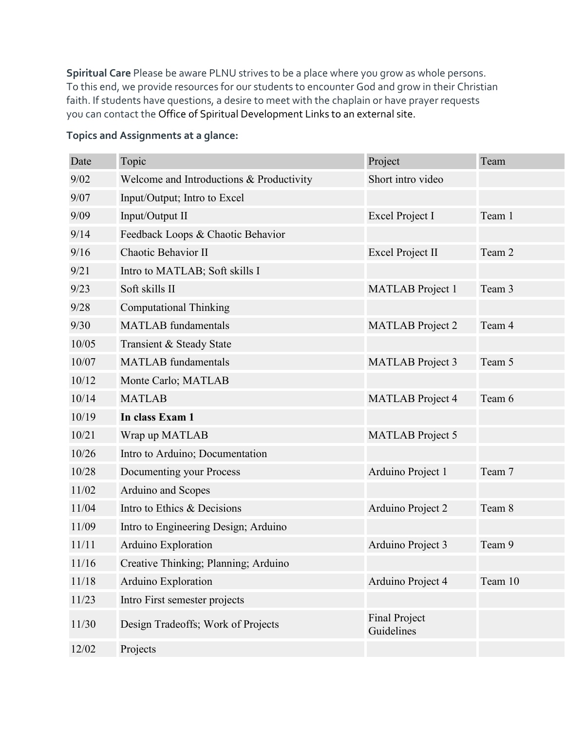**Spiritual Care** Please be aware PLNU strives to be a place where you grow as whole persons. To this end, we provide resources for our students to encounter God and grow in their Christian faith. If students have questions, a desire to meet with the chaplain or have prayer requests you can contact the Office of Spiritual Development Links to an external site.

**Topics and Assignments at a glance:**

| Date | Topic | Project | Team |
|---|---|---|---|
| 9/02 | Welcome and Introductions & Productivity | Short intro video | |
| 9/07 | Input/Output; Intro to Excel | | |
| 9/09 | Input/Output II | Excel Project I | Team 1 |
| 9/14 | Feedback Loops & Chaotic Behavior | | |
| 9/16 | Chaotic Behavior II | Excel Project II | Team 2 |
| 9/21 | Intro to MATLAB; Soft skills I | | |
| 9/23 | Soft skills II | MATLAB Project 1 | Team 3 |
| 9/28 | Computational Thinking | | |
| 9/30 | MATLAB fundamentals | MATLAB Project 2 | Team 4 |
| 10/05 | Transient & Steady State | | |
| 10/07 | MATLAB fundamentals | MATLAB Project 3 | Team 5 |
| 10/12 | Monte Carlo; MATLAB | | |
| 10/14 | MATLAB | MATLAB Project 4 | Team 6 |
| 10/19 | **In class Exam 1** | | |
| 10/21 | Wrap up MATLAB | MATLAB Project 5 | |
| 10/26 | Intro to Arduino; Documentation | | |
| 10/28 | Documenting your Process | Arduino Project 1 | Team 7 |
| 11/02 | Arduino and Scopes | | |
| 11/04 | Intro to Ethics & Decisions | Arduino Project 2 | Team 8 |
| 11/09 | Intro to Engineering Design; Arduino | | |
| 11/11 | Arduino Exploration | Arduino Project 3 | Team 9 |
| 11/16 | Creative Thinking; Planning; Arduino | | |
| 11/18 | Arduino Exploration | Arduino Project 4 | Team 10 |
| 11/23 | Intro First semester projects | | |
| 11/30 | Design Tradeoffs; Work of Projects | Final Project Guidelines | |
| 12/02 | Projects | | |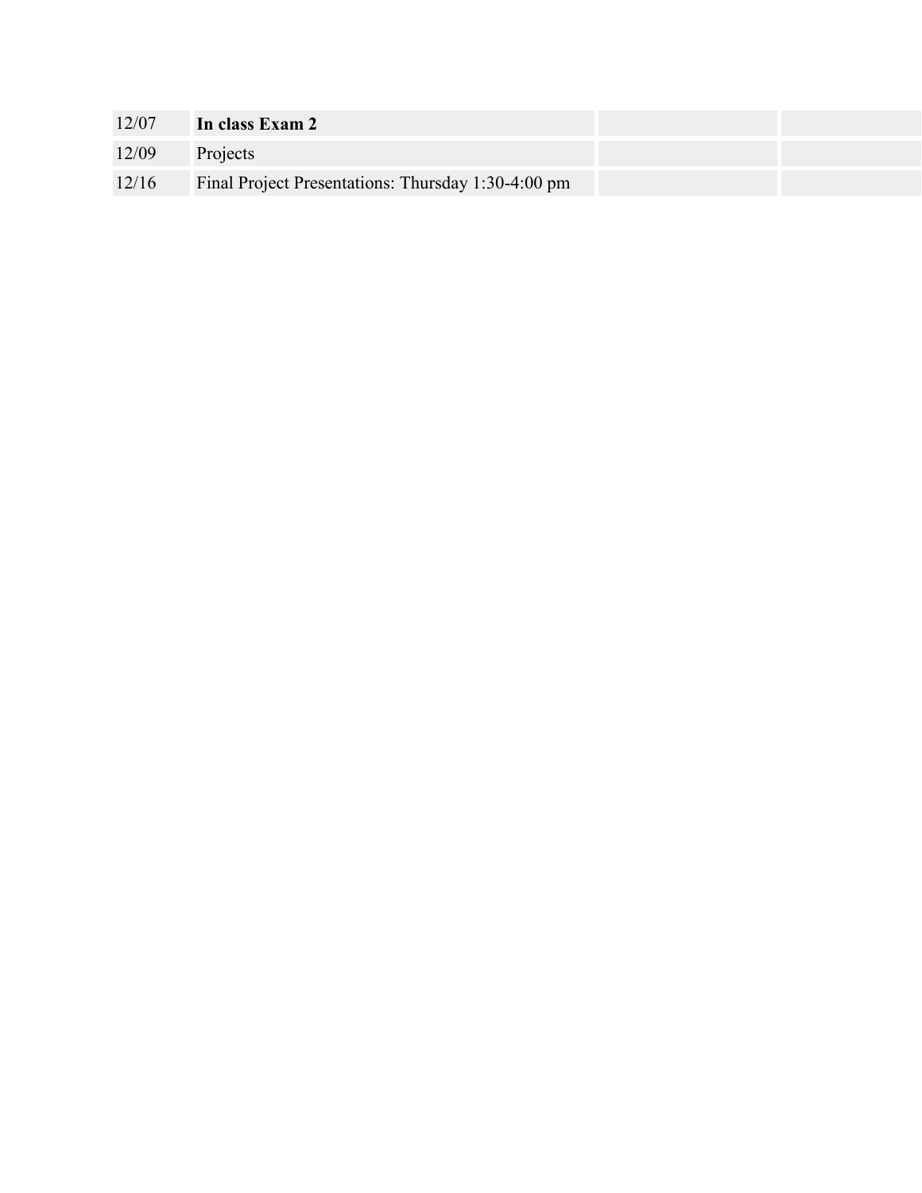| | | | |
|---|---|---|---|
| 12/07 | **In class Exam 2** | | |
| 12/09 | Projects | | |
| 12/16 | Final Project Presentations: Thursday 1:30-4:00 pm | | |